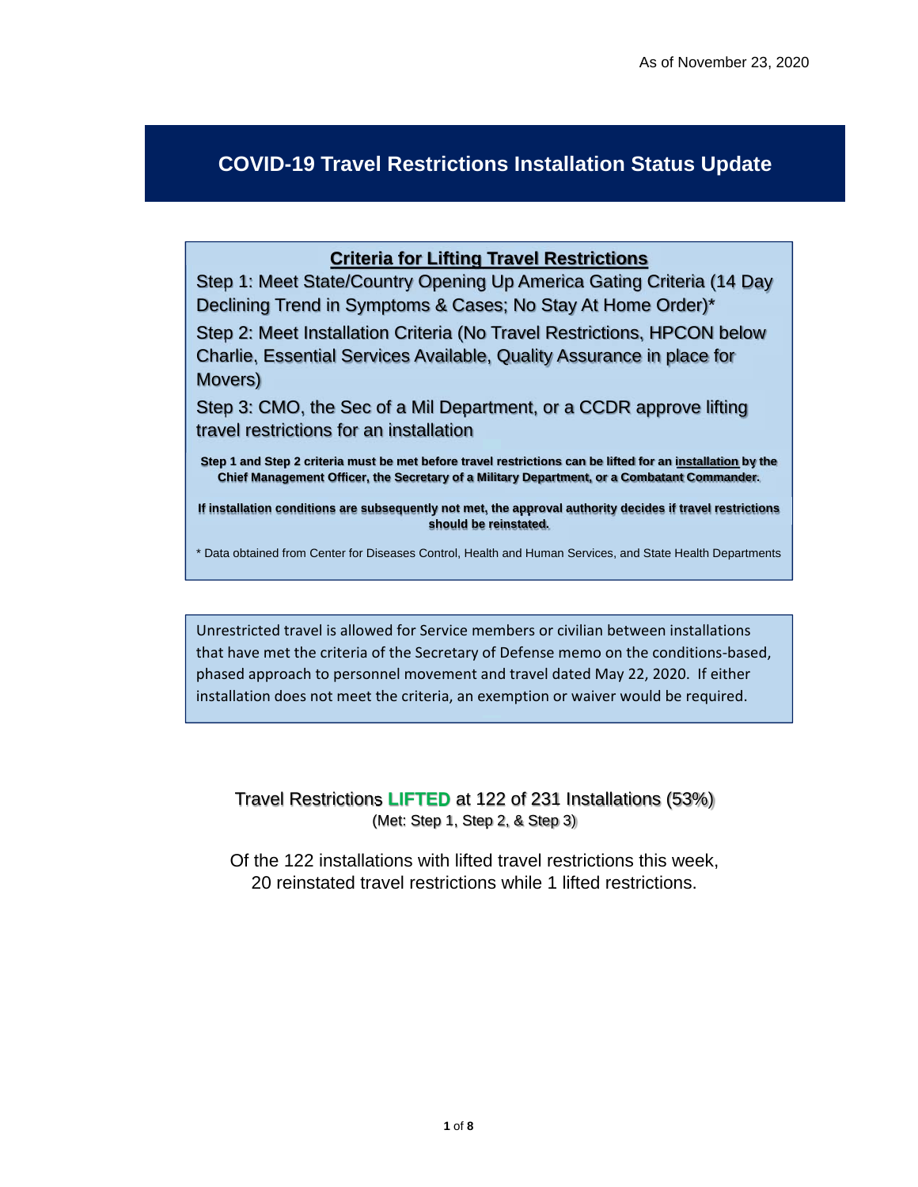As of November 23, 2020

# COVID-19 Travel Restrictions Installation Status Update

## Criteria for Lifting Travel Restrictions

Step 1: Meet State/Country Opening Up America Gating Criteria (14 Day Declining Trend in Symptoms & Cases; No Stay At Home Order)*

Step 2: Meet Installation Criteria (No Travel Restrictions, HPCON below Charlie, Essential Services Available, Quality Assurance in place for Movers)

Step 3: CMO, the Sec of a Mil Department, or a CCDR approve lifting travel restrictions for an installation

**Step 1 and Step 2 criteria must be met before travel restrictions can be lifted for an installation by the Chief Management Officer, the Secretary of a Military Department, or a Combatant Commander.**

**If installation conditions are subsequently not met, the approval authority decides if travel restrictions should be reinstated.**

* Data obtained from Center for Diseases Control, Health and Human Services, and State Health Departments

Unrestricted travel is allowed for Service members or civilian between installations that have met the criteria of the Secretary of Defense memo on the conditions-based, phased approach to personnel movement and travel dated May 22, 2020. If either installation does not meet the criteria, an exemption or waiver would be required.

Travel Restrictions **LIFTED** at 122 of 231 Installations (53%)
(Met: Step 1, Step 2, & Step 3)

Of the 122 installations with lifted travel restrictions this week, 20 reinstated travel restrictions while 1 lifted restrictions.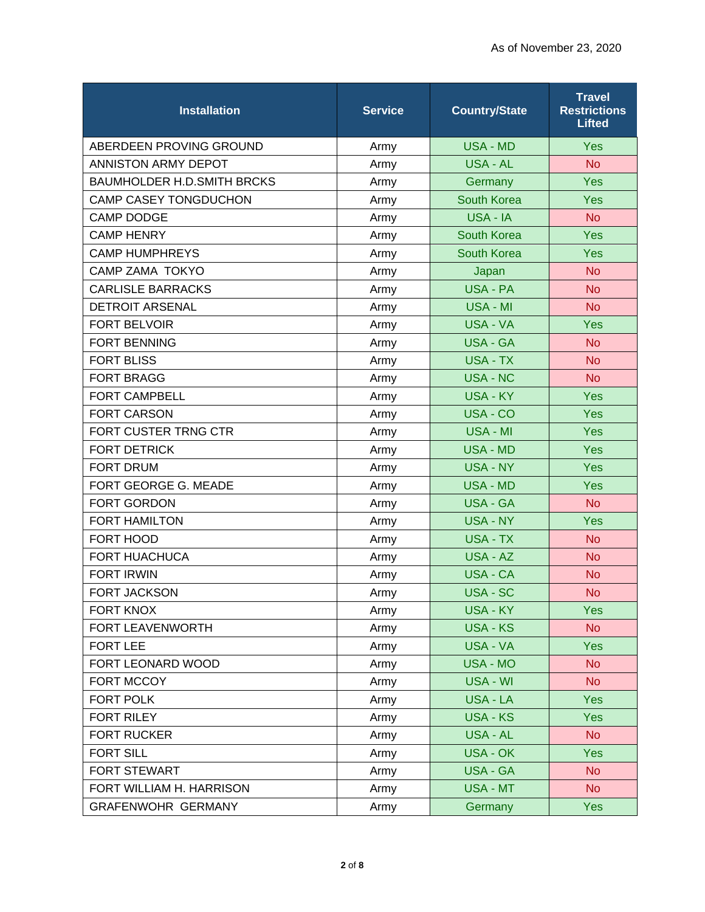As of November 23, 2020

| Installation | Service | Country/State | Travel Restrictions Lifted |
|---|---|---|---|
| ABERDEEN PROVING GROUND | Army | USA - MD | Yes |
| ANNISTON ARMY DEPOT | Army | USA - AL | No |
| BAUMHOLDER H.D.SMITH BRCKS | Army | Germany | Yes |
| CAMP CASEY TONGDUCHON | Army | South Korea | Yes |
| CAMP DODGE | Army | USA - IA | No |
| CAMP HENRY | Army | South Korea | Yes |
| CAMP HUMPHREYS | Army | South Korea | Yes |
| CAMP ZAMA TOKYO | Army | Japan | No |
| CARLISLE BARRACKS | Army | USA - PA | No |
| DETROIT ARSENAL | Army | USA - MI | No |
| FORT BELVOIR | Army | USA - VA | Yes |
| FORT BENNING | Army | USA - GA | No |
| FORT BLISS | Army | USA - TX | No |
| FORT BRAGG | Army | USA - NC | No |
| FORT CAMPBELL | Army | USA - KY | Yes |
| FORT CARSON | Army | USA - CO | Yes |
| FORT CUSTER TRNG CTR | Army | USA - MI | Yes |
| FORT DETRICK | Army | USA - MD | Yes |
| FORT DRUM | Army | USA - NY | Yes |
| FORT GEORGE G. MEADE | Army | USA - MD | Yes |
| FORT GORDON | Army | USA - GA | No |
| FORT HAMILTON | Army | USA - NY | Yes |
| FORT HOOD | Army | USA - TX | No |
| FORT HUACHUCA | Army | USA - AZ | No |
| FORT IRWIN | Army | USA - CA | No |
| FORT JACKSON | Army | USA - SC | No |
| FORT KNOX | Army | USA - KY | Yes |
| FORT LEAVENWORTH | Army | USA - KS | No |
| FORT LEE | Army | USA - VA | Yes |
| FORT LEONARD WOOD | Army | USA - MO | No |
| FORT MCCOY | Army | USA - WI | No |
| FORT POLK | Army | USA - LA | Yes |
| FORT RILEY | Army | USA - KS | Yes |
| FORT RUCKER | Army | USA - AL | No |
| FORT SILL | Army | USA - OK | Yes |
| FORT STEWART | Army | USA - GA | No |
| FORT WILLIAM H. HARRISON | Army | USA - MT | No |
| GRAFENWOHR GERMANY | Army | Germany | Yes |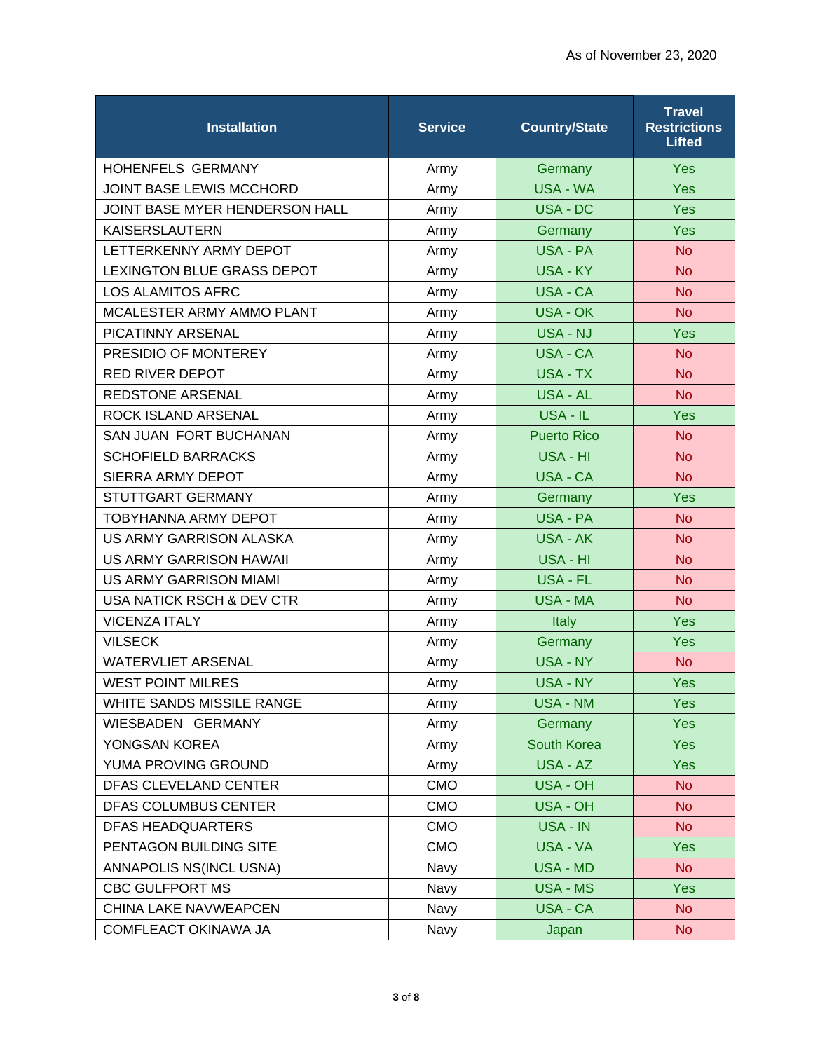As of November 23, 2020

| Installation | Service | Country/State | Travel Restrictions Lifted |
|---|---|---|---|
| HOHENFELS GERMANY | Army | Germany | Yes |
| JOINT BASE LEWIS MCCHORD | Army | USA - WA | Yes |
| JOINT BASE MYER HENDERSON HALL | Army | USA - DC | Yes |
| KAISERSLAUTERN | Army | Germany | Yes |
| LETTERKENNY ARMY DEPOT | Army | USA - PA | No |
| LEXINGTON BLUE GRASS DEPOT | Army | USA - KY | No |
| LOS ALAMITOS AFRC | Army | USA - CA | No |
| MCALESTER ARMY AMMO PLANT | Army | USA - OK | No |
| PICATINNY ARSENAL | Army | USA - NJ | Yes |
| PRESIDIO OF MONTEREY | Army | USA - CA | No |
| RED RIVER DEPOT | Army | USA - TX | No |
| REDSTONE ARSENAL | Army | USA - AL | No |
| ROCK ISLAND ARSENAL | Army | USA - IL | Yes |
| SAN JUAN FORT BUCHANAN | Army | Puerto Rico | No |
| SCHOFIELD BARRACKS | Army | USA - HI | No |
| SIERRA ARMY DEPOT | Army | USA - CA | No |
| STUTTGART GERMANY | Army | Germany | Yes |
| TOBYHANNA ARMY DEPOT | Army | USA - PA | No |
| US ARMY GARRISON ALASKA | Army | USA - AK | No |
| US ARMY GARRISON HAWAII | Army | USA - HI | No |
| US ARMY GARRISON MIAMI | Army | USA - FL | No |
| USA NATICK RSCH & DEV CTR | Army | USA - MA | No |
| VICENZA ITALY | Army | Italy | Yes |
| VILSECK | Army | Germany | Yes |
| WATERVLIET ARSENAL | Army | USA - NY | No |
| WEST POINT MILRES | Army | USA - NY | Yes |
| WHITE SANDS MISSILE RANGE | Army | USA - NM | Yes |
| WIESBADEN GERMANY | Army | Germany | Yes |
| YONGSAN KOREA | Army | South Korea | Yes |
| YUMA PROVING GROUND | Army | USA - AZ | Yes |
| DFAS CLEVELAND CENTER | CMO | USA - OH | No |
| DFAS COLUMBUS CENTER | CMO | USA - OH | No |
| DFAS HEADQUARTERS | CMO | USA - IN | No |
| PENTAGON BUILDING SITE | CMO | USA - VA | Yes |
| ANNAPOLIS NS(INCL USNA) | Navy | USA - MD | No |
| CBC GULFPORT MS | Navy | USA - MS | Yes |
| CHINA LAKE NAVWEAPCEN | Navy | USA - CA | No |
| COMFLEACT OKINAWA JA | Navy | Japan | No |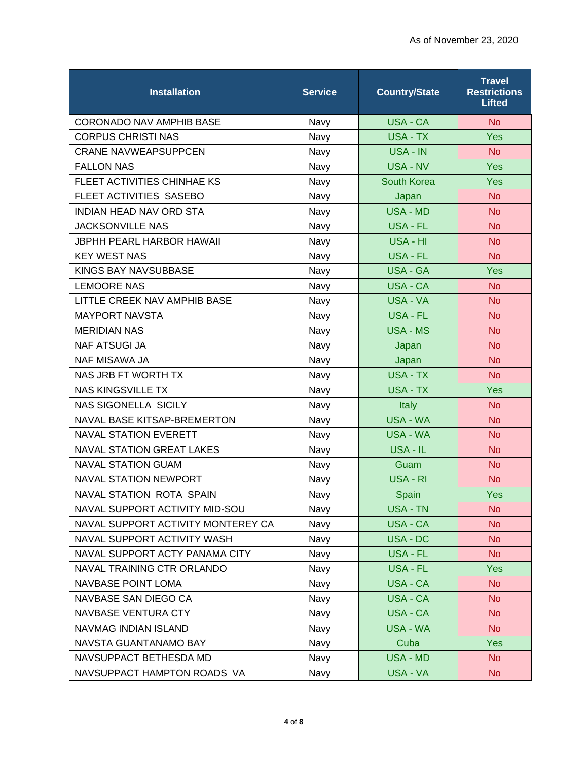As of November 23, 2020

| Installation | Service | Country/State | Travel Restrictions Lifted |
|---|---|---|---|
| CORONADO NAV AMPHIB BASE | Navy | USA - CA | No |
| CORPUS CHRISTI NAS | Navy | USA - TX | Yes |
| CRANE NAVWEAPSUPPCEN | Navy | USA - IN | No |
| FALLON NAS | Navy | USA - NV | Yes |
| FLEET ACTIVITIES CHINHAE KS | Navy | South Korea | Yes |
| FLEET ACTIVITIES SASEBO | Navy | Japan | No |
| INDIAN HEAD NAV ORD STA | Navy | USA - MD | No |
| JACKSONVILLE NAS | Navy | USA - FL | No |
| JBPHH PEARL HARBOR HAWAII | Navy | USA - HI | No |
| KEY WEST NAS | Navy | USA - FL | No |
| KINGS BAY NAVSUBBASE | Navy | USA - GA | Yes |
| LEMOORE NAS | Navy | USA - CA | No |
| LITTLE CREEK NAV AMPHIB BASE | Navy | USA - VA | No |
| MAYPORT NAVSTA | Navy | USA - FL | No |
| MERIDIAN NAS | Navy | USA - MS | No |
| NAF ATSUGI JA | Navy | Japan | No |
| NAF MISAWA JA | Navy | Japan | No |
| NAS JRB FT WORTH TX | Navy | USA - TX | No |
| NAS KINGSVILLE TX | Navy | USA - TX | Yes |
| NAS SIGONELLA SICILY | Navy | Italy | No |
| NAVAL BASE KITSAP-BREMERTON | Navy | USA - WA | No |
| NAVAL STATION EVERETT | Navy | USA - WA | No |
| NAVAL STATION GREAT LAKES | Navy | USA - IL | No |
| NAVAL STATION GUAM | Navy | Guam | No |
| NAVAL STATION NEWPORT | Navy | USA - RI | No |
| NAVAL STATION ROTA SPAIN | Navy | Spain | Yes |
| NAVAL SUPPORT ACTIVITY MID-SOU | Navy | USA - TN | No |
| NAVAL SUPPORT ACTIVITY MONTEREY CA | Navy | USA - CA | No |
| NAVAL SUPPORT ACTIVITY WASH | Navy | USA - DC | No |
| NAVAL SUPPORT ACTY PANAMA CITY | Navy | USA - FL | No |
| NAVAL TRAINING CTR ORLANDO | Navy | USA - FL | Yes |
| NAVBASE POINT LOMA | Navy | USA - CA | No |
| NAVBASE SAN DIEGO CA | Navy | USA - CA | No |
| NAVBASE VENTURA CTY | Navy | USA - CA | No |
| NAVMAG INDIAN ISLAND | Navy | USA - WA | No |
| NAVSTA GUANTANAMO BAY | Navy | Cuba | Yes |
| NAVSUPPACT BETHESDA MD | Navy | USA - MD | No |
| NAVSUPPACT HAMPTON ROADS VA | Navy | USA - VA | No |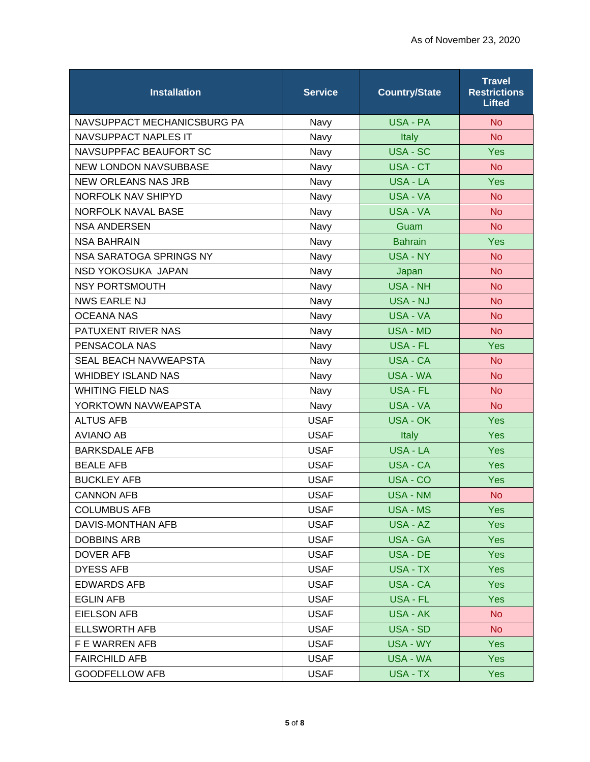As of November 23, 2020

| Installation | Service | Country/State | Travel Restrictions Lifted |
|---|---|---|---|
| NAVSUPPACT MECHANICSBURG PA | Navy | USA - PA | No |
| NAVSUPPACT NAPLES IT | Navy | Italy | No |
| NAVSUPPFAC BEAUFORT SC | Navy | USA - SC | Yes |
| NEW LONDON NAVSUBBASE | Navy | USA - CT | No |
| NEW ORLEANS NAS JRB | Navy | USA - LA | Yes |
| NORFOLK NAV SHIPYD | Navy | USA - VA | No |
| NORFOLK NAVAL BASE | Navy | USA - VA | No |
| NSA ANDERSEN | Navy | Guam | No |
| NSA BAHRAIN | Navy | Bahrain | Yes |
| NSA SARATOGA SPRINGS NY | Navy | USA - NY | No |
| NSD YOKOSUKA JAPAN | Navy | Japan | No |
| NSY PORTSMOUTH | Navy | USA - NH | No |
| NWS EARLE NJ | Navy | USA - NJ | No |
| OCEANA NAS | Navy | USA - VA | No |
| PATUXENT RIVER NAS | Navy | USA - MD | No |
| PENSACOLA NAS | Navy | USA - FL | Yes |
| SEAL BEACH NAVWEAPSTA | Navy | USA - CA | No |
| WHIDBEY ISLAND NAS | Navy | USA - WA | No |
| WHITING FIELD NAS | Navy | USA - FL | No |
| YORKTOWN NAVWEAPSTA | Navy | USA - VA | No |
| ALTUS AFB | USAF | USA - OK | Yes |
| AVIANO AB | USAF | Italy | Yes |
| BARKSDALE AFB | USAF | USA - LA | Yes |
| BEALE AFB | USAF | USA - CA | Yes |
| BUCKLEY AFB | USAF | USA - CO | Yes |
| CANNON AFB | USAF | USA - NM | No |
| COLUMBUS AFB | USAF | USA - MS | Yes |
| DAVIS-MONTHAN AFB | USAF | USA - AZ | Yes |
| DOBBINS ARB | USAF | USA - GA | Yes |
| DOVER AFB | USAF | USA - DE | Yes |
| DYESS AFB | USAF | USA - TX | Yes |
| EDWARDS AFB | USAF | USA - CA | Yes |
| EGLIN AFB | USAF | USA - FL | Yes |
| EIELSON AFB | USAF | USA - AK | No |
| ELLSWORTH AFB | USAF | USA - SD | No |
| F E WARREN AFB | USAF | USA - WY | Yes |
| FAIRCHILD AFB | USAF | USA - WA | Yes |
| GOODFELLOW AFB | USAF | USA - TX | Yes |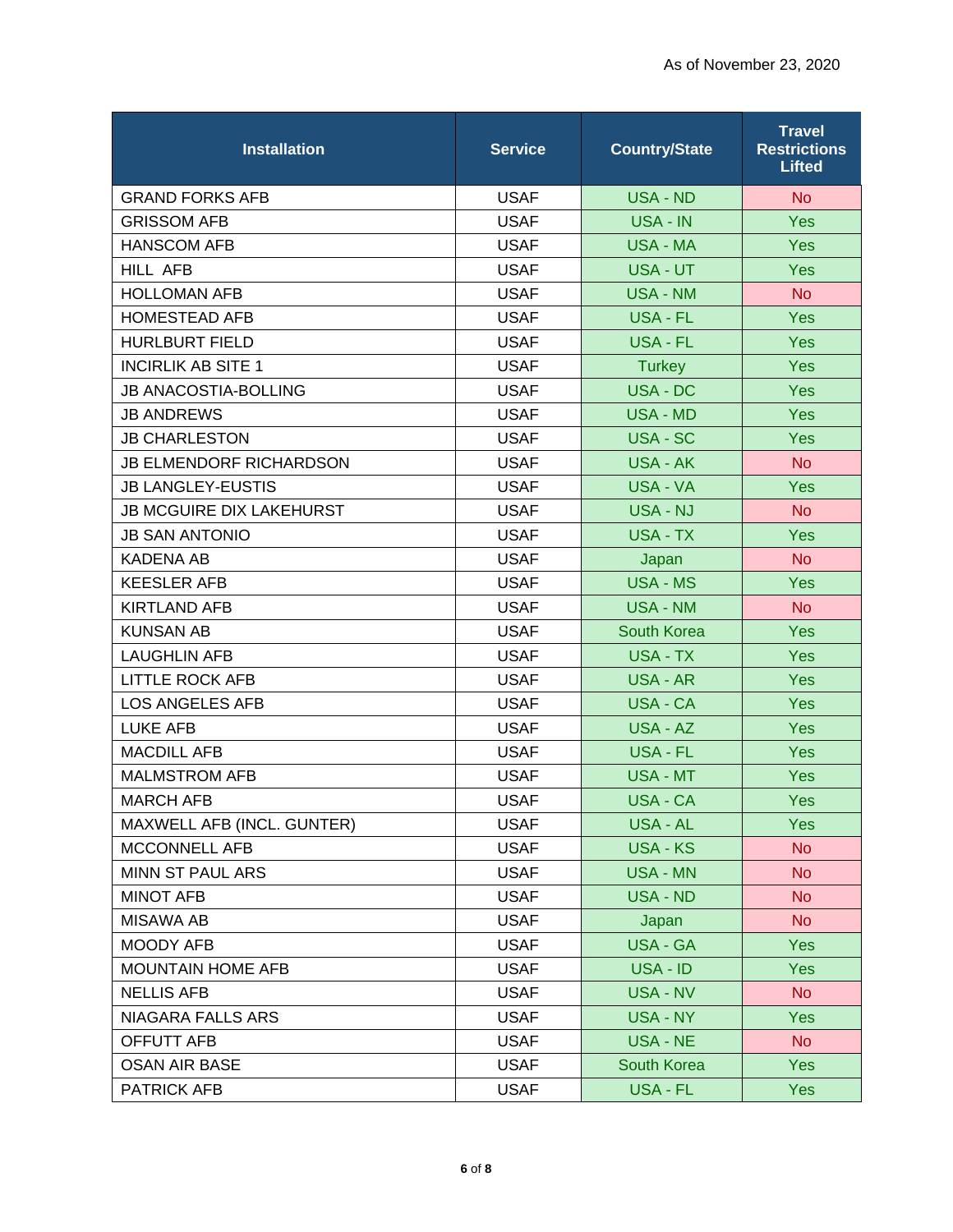As of November 23, 2020

| Installation | Service | Country/State | Travel Restrictions Lifted |
|---|---|---|---|
| GRAND FORKS AFB | USAF | USA - ND | No |
| GRISSOM AFB | USAF | USA - IN | Yes |
| HANSCOM AFB | USAF | USA - MA | Yes |
| HILL AFB | USAF | USA - UT | Yes |
| HOLLOMAN AFB | USAF | USA - NM | No |
| HOMESTEAD AFB | USAF | USA - FL | Yes |
| HURLBURT FIELD | USAF | USA - FL | Yes |
| INCIRLIK AB SITE 1 | USAF | Turkey | Yes |
| JB ANACOSTIA-BOLLING | USAF | USA - DC | Yes |
| JB ANDREWS | USAF | USA - MD | Yes |
| JB CHARLESTON | USAF | USA - SC | Yes |
| JB ELMENDORF RICHARDSON | USAF | USA - AK | No |
| JB LANGLEY-EUSTIS | USAF | USA - VA | Yes |
| JB MCGUIRE DIX LAKEHURST | USAF | USA - NJ | No |
| JB SAN ANTONIO | USAF | USA - TX | Yes |
| KADENA AB | USAF | Japan | No |
| KEESLER AFB | USAF | USA - MS | Yes |
| KIRTLAND AFB | USAF | USA - NM | No |
| KUNSAN AB | USAF | South Korea | Yes |
| LAUGHLIN AFB | USAF | USA - TX | Yes |
| LITTLE ROCK AFB | USAF | USA - AR | Yes |
| LOS ANGELES AFB | USAF | USA - CA | Yes |
| LUKE AFB | USAF | USA - AZ | Yes |
| MACDILL AFB | USAF | USA - FL | Yes |
| MALMSTROM AFB | USAF | USA - MT | Yes |
| MARCH AFB | USAF | USA - CA | Yes |
| MAXWELL AFB (INCL. GUNTER) | USAF | USA - AL | Yes |
| MCCONNELL AFB | USAF | USA - KS | No |
| MINN ST PAUL ARS | USAF | USA - MN | No |
| MINOT AFB | USAF | USA - ND | No |
| MISAWA AB | USAF | Japan | No |
| MOODY AFB | USAF | USA - GA | Yes |
| MOUNTAIN HOME AFB | USAF | USA - ID | Yes |
| NELLIS AFB | USAF | USA - NV | No |
| NIAGARA FALLS ARS | USAF | USA - NY | Yes |
| OFFUTT AFB | USAF | USA - NE | No |
| OSAN AIR BASE | USAF | South Korea | Yes |
| PATRICK AFB | USAF | USA - FL | Yes |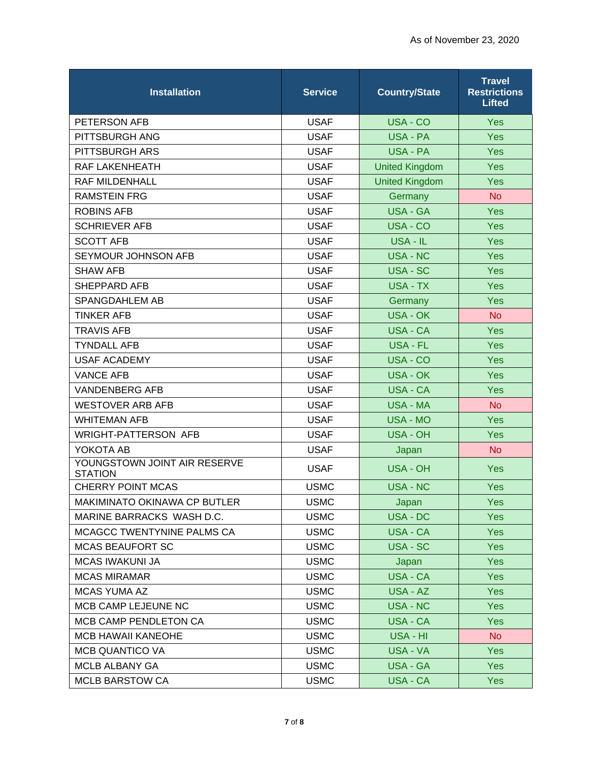As of November 23, 2020

| Installation | Service | Country/State | Travel Restrictions Lifted |
|---|---|---|---|
| PETERSON AFB | USAF | USA - CO | Yes |
| PITTSBURGH ANG | USAF | USA - PA | Yes |
| PITTSBURGH ARS | USAF | USA - PA | Yes |
| RAF LAKENHEATH | USAF | United Kingdom | Yes |
| RAF MILDENHALL | USAF | United Kingdom | Yes |
| RAMSTEIN FRG | USAF | Germany | No |
| ROBINS AFB | USAF | USA - GA | Yes |
| SCHRIEVER AFB | USAF | USA - CO | Yes |
| SCOTT AFB | USAF | USA - IL | Yes |
| SEYMOUR JOHNSON AFB | USAF | USA - NC | Yes |
| SHAW AFB | USAF | USA - SC | Yes |
| SHEPPARD AFB | USAF | USA - TX | Yes |
| SPANGDAHLEM AB | USAF | Germany | Yes |
| TINKER AFB | USAF | USA - OK | No |
| TRAVIS AFB | USAF | USA - CA | Yes |
| TYNDALL AFB | USAF | USA - FL | Yes |
| USAF ACADEMY | USAF | USA - CO | Yes |
| VANCE AFB | USAF | USA - OK | Yes |
| VANDENBERG AFB | USAF | USA - CA | Yes |
| WESTOVER ARB AFB | USAF | USA - MA | No |
| WHITEMAN AFB | USAF | USA - MO | Yes |
| WRIGHT-PATTERSON AFB | USAF | USA - OH | Yes |
| YOKOTA AB | USAF | Japan | No |
| YOUNGSTOWN JOINT AIR RESERVE STATION | USAF | USA - OH | Yes |
| CHERRY POINT MCAS | USMC | USA - NC | Yes |
| MAKIMINATO OKINAWA CP BUTLER | USMC | Japan | Yes |
| MARINE BARRACKS WASH D.C. | USMC | USA - DC | Yes |
| MCAGCC TWENTYNINE PALMS CA | USMC | USA - CA | Yes |
| MCAS BEAUFORT SC | USMC | USA - SC | Yes |
| MCAS IWAKUNI JA | USMC | Japan | Yes |
| MCAS MIRAMAR | USMC | USA - CA | Yes |
| MCAS YUMA AZ | USMC | USA - AZ | Yes |
| MCB CAMP LEJEUNE NC | USMC | USA - NC | Yes |
| MCB CAMP PENDLETON CA | USMC | USA - CA | Yes |
| MCB HAWAII KANEOHE | USMC | USA - HI | No |
| MCB QUANTICO VA | USMC | USA - VA | Yes |
| MCLB ALBANY GA | USMC | USA - GA | Yes |
| MCLB BARSTOW CA | USMC | USA - CA | Yes |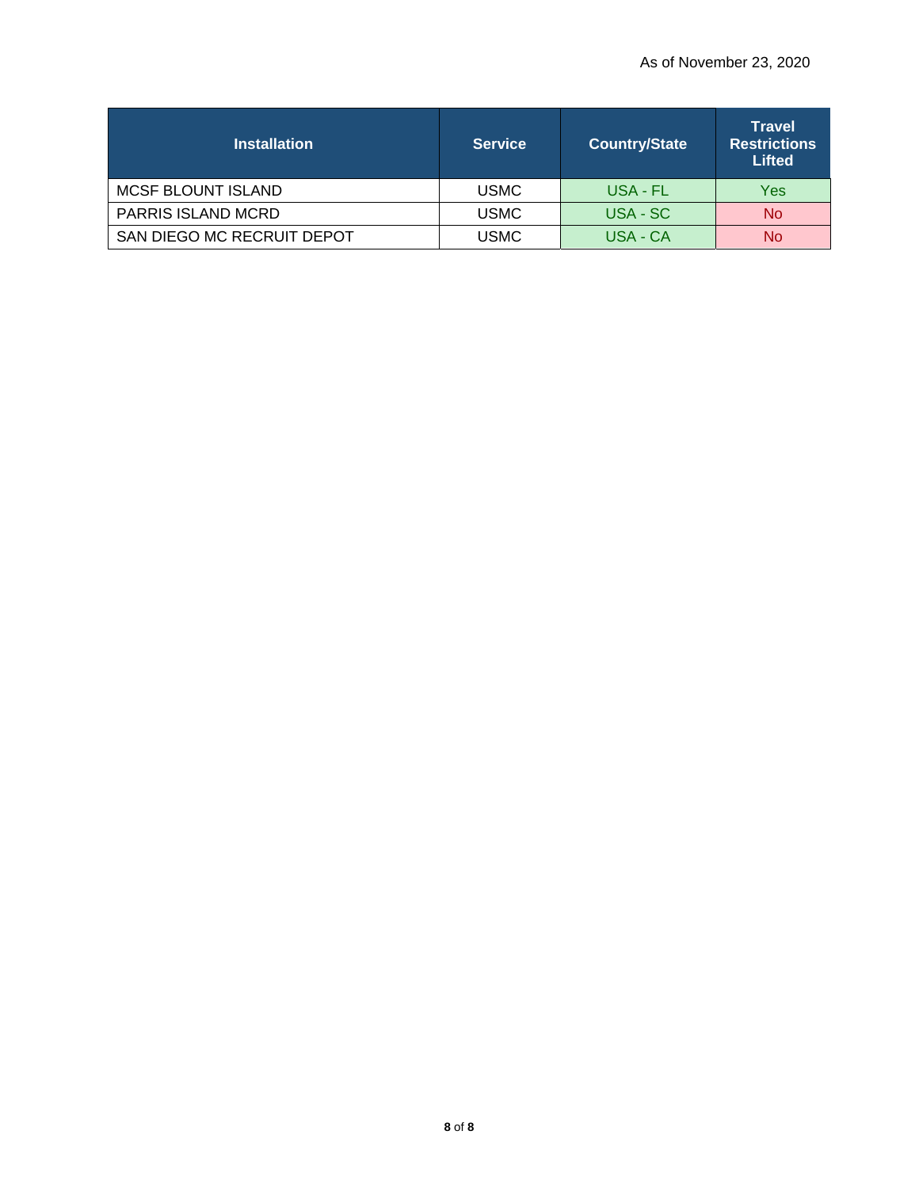As of November 23, 2020

| Installation | Service | Country/State | Travel Restrictions Lifted |
|---|---|---|---|
| MCSF BLOUNT ISLAND | USMC | USA - FL | Yes |
| PARRIS ISLAND MCRD | USMC | USA - SC | No |
| SAN DIEGO MC RECRUIT DEPOT | USMC | USA - CA | No |